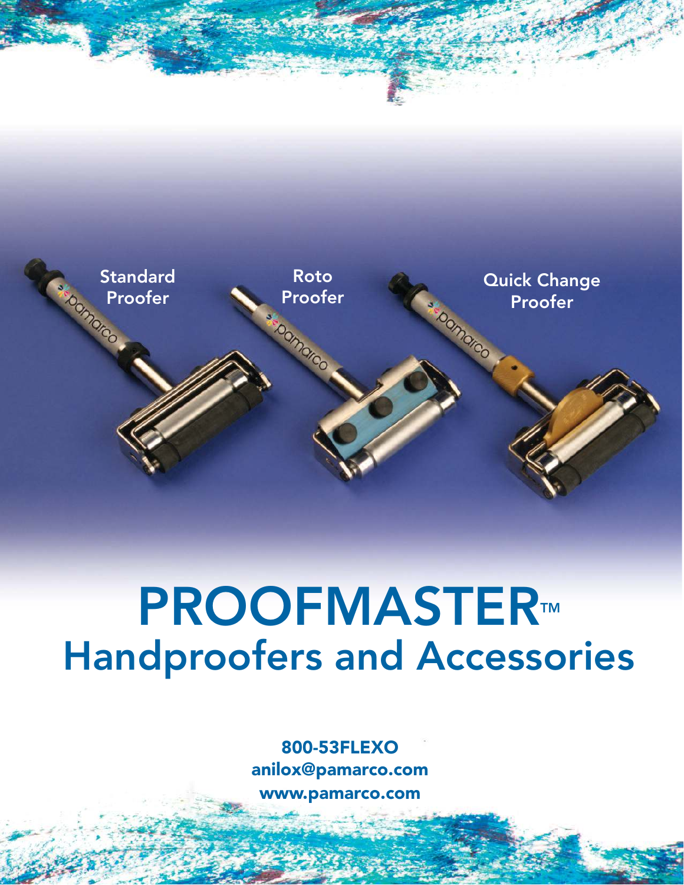Standard Proofer

Roto Proofer

Quick Change Proofer

# PROOFMASTER™
## Handproofers and Accessories

**800-53FLEXO**
**anilox@pamarco.com**
**www.pamarco.com**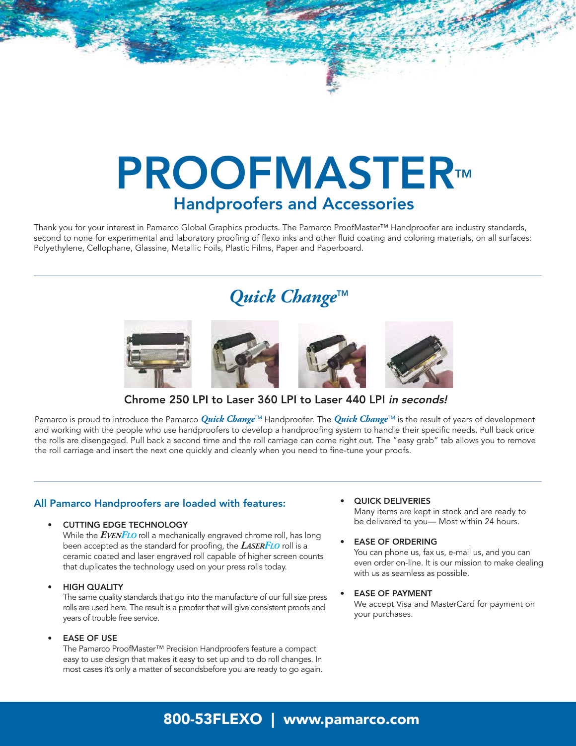# PROOFMASTER™

## Handproofers and Accessories

Thank you for your interest in Pamarco Global Graphics products. The Pamarco ProofMaster™ Handproofer are industry standards, second to none for experimental and laboratory proofing of flexo inks and other fluid coating and coloring materials, on all surfaces: Polyethylene, Cellophane, Glassine, Metallic Foils, Plastic Films, Paper and Paperboard.

## *Quick Change*™

**Chrome 250 LPI to Laser 360 LPI to Laser 440 LPI *in seconds!***

Pamarco is proud to introduce the Pamarco ***Quick Change***™ Handproofer. The ***Quick Change***™ is the result of years of development and working with the people who use handproofers to develop a handproofing system to handle their specific needs. Pull back once the rolls are disengaged. Pull back a second time and the roll carriage can come right out. The "easy grab" tab allows you to remove the roll carriage and insert the next one quickly and cleanly when you need to fine-tune your proofs.

### All Pamarco Handproofers are loaded with features:

- **CUTTING EDGE TECHNOLOGY**
  While the ***EvenFlo*** roll a mechanically engraved chrome roll, has long been accepted as the standard for proofing, the ***LaserFlo*** roll is a ceramic coated and laser engraved roll capable of higher screen counts that duplicates the technology used on your press rolls today.

- **HIGH QUALITY**
  The same quality standards that go into the manufacture of our full size press rolls are used here. The result is a proofer that will give consistent proofs and years of trouble free service.

- **EASE OF USE**
  The Pamarco ProofMaster™ Precision Handproofers feature a compact easy to use design that makes it easy to set up and to do roll changes. In most cases it's only a matter of secondsbefore you are ready to go again.

- **QUICK DELIVERIES**
  Many items are kept in stock and are ready to be delivered to you— Most within 24 hours.

- **EASE OF ORDERING**
  You can phone us, fax us, e-mail us, and you can even order on-line. It is our mission to make dealing with us as seamless as possible.

- **EASE OF PAYMENT**
  We accept Visa and MasterCard for payment on your purchases.

**800-53FLEXO | www.pamarco.com**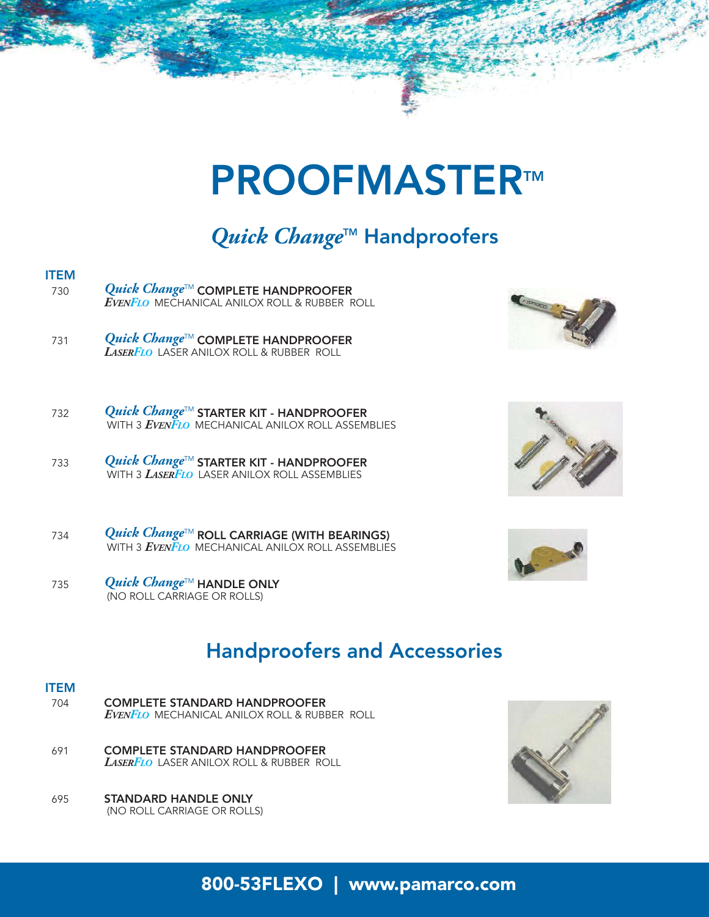# PROOFMASTER™

## *Quick Change*™ Handproofers

| ITEM | |
|---|---|
| 730 | *Quick Change*™ COMPLETE HANDPROOFER<br>*EVENFLO* MECHANICAL ANILOX ROLL & RUBBER ROLL |
| 731 | *Quick Change*™ COMPLETE HANDPROOFER<br>*LASERFLO* LASER ANILOX ROLL & RUBBER ROLL |
| 732 | *Quick Change*™ STARTER KIT - HANDPROOFER<br>WITH 3 *EVENFLO* MECHANICAL ANILOX ROLL ASSEMBLIES |
| 733 | *Quick Change*™ STARTER KIT - HANDPROOFER<br>WITH 3 *LASERFLO* LASER ANILOX ROLL ASSEMBLIES |
| 734 | *Quick Change*™ ROLL CARRIAGE (WITH BEARINGS)<br>WITH 3 *EVENFLO* MECHANICAL ANILOX ROLL ASSEMBLIES |
| 735 | *Quick Change*™ HANDLE ONLY<br>(NO ROLL CARRIAGE OR ROLLS) |

## Handproofers and Accessories

| ITEM | |
|---|---|
| 704 | COMPLETE STANDARD HANDPROOFER<br>*EVENFLO* MECHANICAL ANILOX ROLL & RUBBER ROLL |
| 691 | COMPLETE STANDARD HANDPROOFER<br>*LASERFLO* LASER ANILOX ROLL & RUBBER ROLL |
| 695 | STANDARD HANDLE ONLY<br>(NO ROLL CARRIAGE OR ROLLS) |

**800-53FLEXO | www.pamarco.com**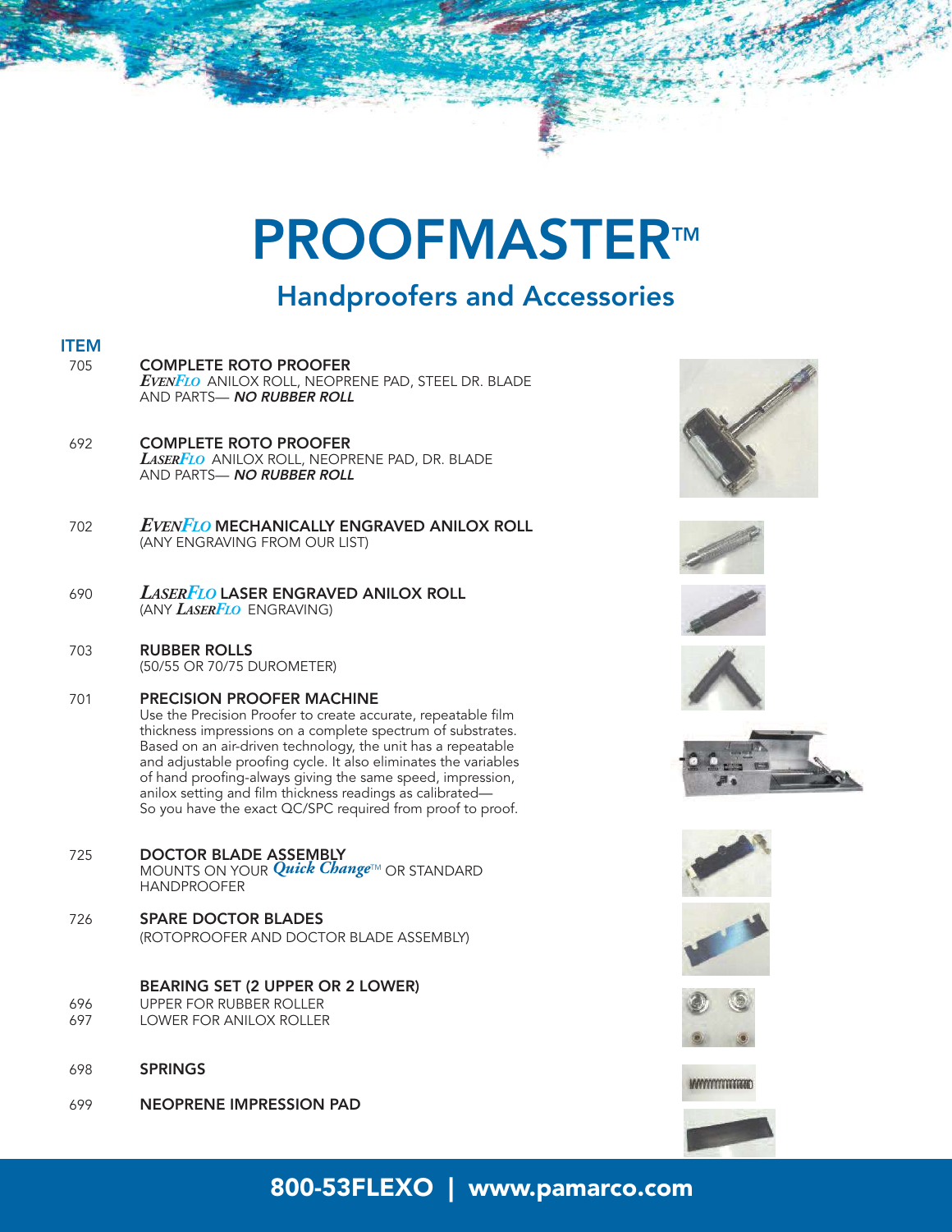# PROOFMASTER™

## Handproofers and Accessories

| ITEM | |
|---|---|
| 705 | **COMPLETE ROTO PROOFER**<br>*EVENFLO* ANILOX ROLL, NEOPRENE PAD, STEEL DR. BLADE AND PARTS— ***NO RUBBER ROLL*** |
| 692 | **COMPLETE ROTO PROOFER**<br>*LASERFLO* ANILOX ROLL, NEOPRENE PAD, DR. BLADE AND PARTS— ***NO RUBBER ROLL*** |
| 702 | ***EVENFLO* MECHANICALLY ENGRAVED ANILOX ROLL**<br>(ANY ENGRAVING FROM OUR LIST) |
| 690 | ***LASERFLO* LASER ENGRAVED ANILOX ROLL**<br>(ANY *LASERFLO* ENGRAVING) |
| 703 | **RUBBER ROLLS**<br>(50/55 OR 70/75 DUROMETER) |
| 701 | **PRECISION PROOFER MACHINE**<br>Use the Precision Proofer to create accurate, repeatable film thickness impressions on a complete spectrum of substrates. Based on an air-driven technology, the unit has a repeatable and adjustable proofing cycle. It also eliminates the variables of hand proofing-always giving the same speed, impression, anilox setting and film thickness readings as calibrated— So you have the exact QC/SPC required from proof to proof. |
| 725 | **DOCTOR BLADE ASSEMBLY**<br>MOUNTS ON YOUR *Quick Change*™ OR STANDARD HANDPROOFER |
| 726 | **SPARE DOCTOR BLADES**<br>(ROTOPROOFER AND DOCTOR BLADE ASSEMBLY) |
| | **BEARING SET (2 UPPER OR 2 LOWER)** |
| 696 | UPPER FOR RUBBER ROLLER |
| 697 | LOWER FOR ANILOX ROLLER |
| 698 | **SPRINGS** |
| 699 | **NEOPRENE IMPRESSION PAD** |

**800-53FLEXO | www.pamarco.com**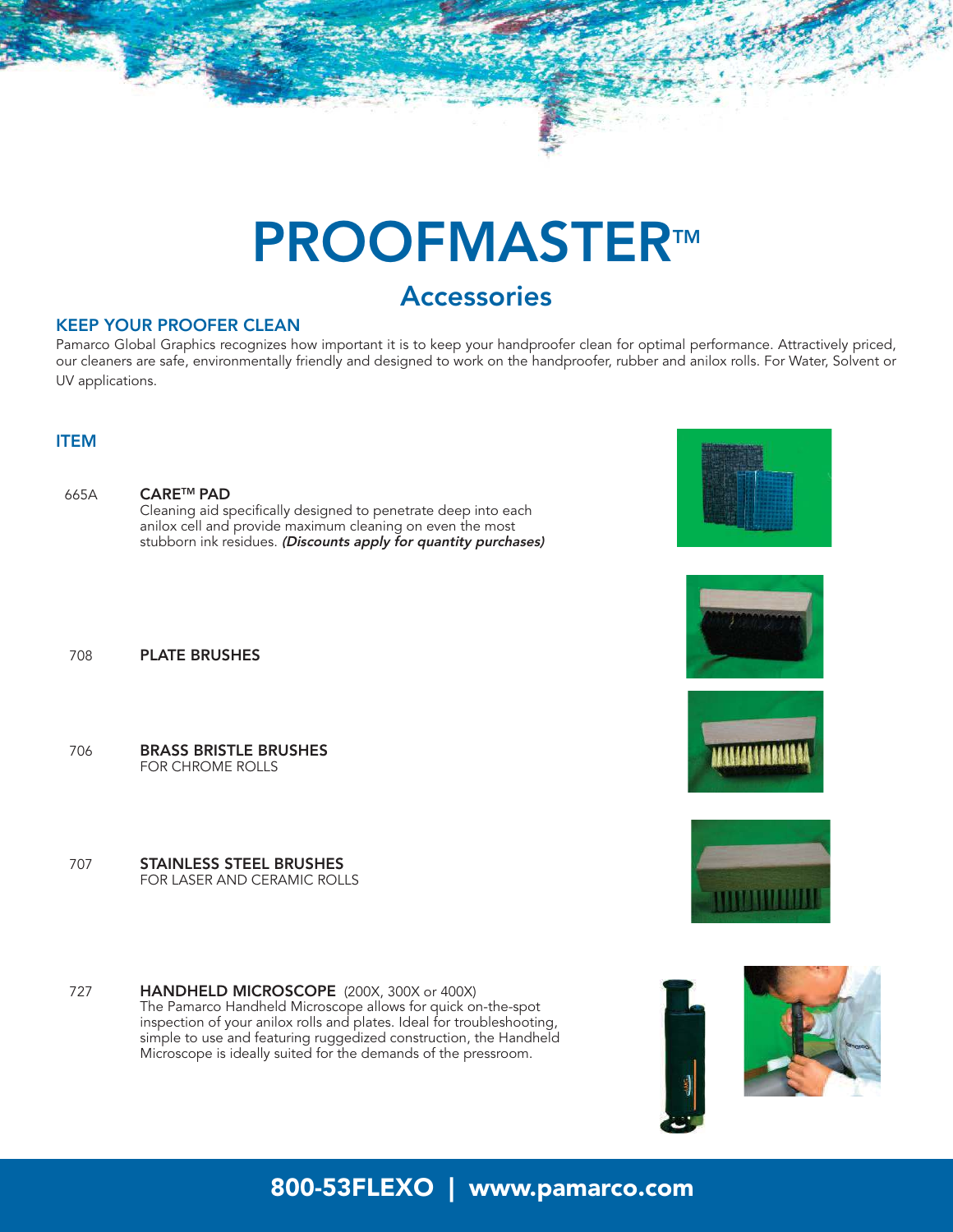# PROOFMASTER™

## Accessories

### KEEP YOUR PROOFER CLEAN

Pamarco Global Graphics recognizes how important it is to keep your handproofer clean for optimal performance. Attractively priced, our cleaners are safe, environmentally friendly and designed to work on the handproofer, rubber and anilox rolls. For Water, Solvent or UV applications.

### ITEM

665A **CARE™ PAD**
Cleaning aid specifically designed to penetrate deep into each anilox cell and provide maximum cleaning on even the most stubborn ink residues. ***(Discounts apply for quantity purchases)***

708 **PLATE BRUSHES**

706 **BRASS BRISTLE BRUSHES**
FOR CHROME ROLLS

707 **STAINLESS STEEL BRUSHES**
FOR LASER AND CERAMIC ROLLS

727 **HANDHELD MICROSCOPE** (200X, 300X or 400X)
The Pamarco Handheld Microscope allows for quick on-the-spot inspection of your anilox rolls and plates. Ideal for troubleshooting, simple to use and featuring ruggedized construction, the Handheld Microscope is ideally suited for the demands of the pressroom.

**800-53FLEXO | www.pamarco.com**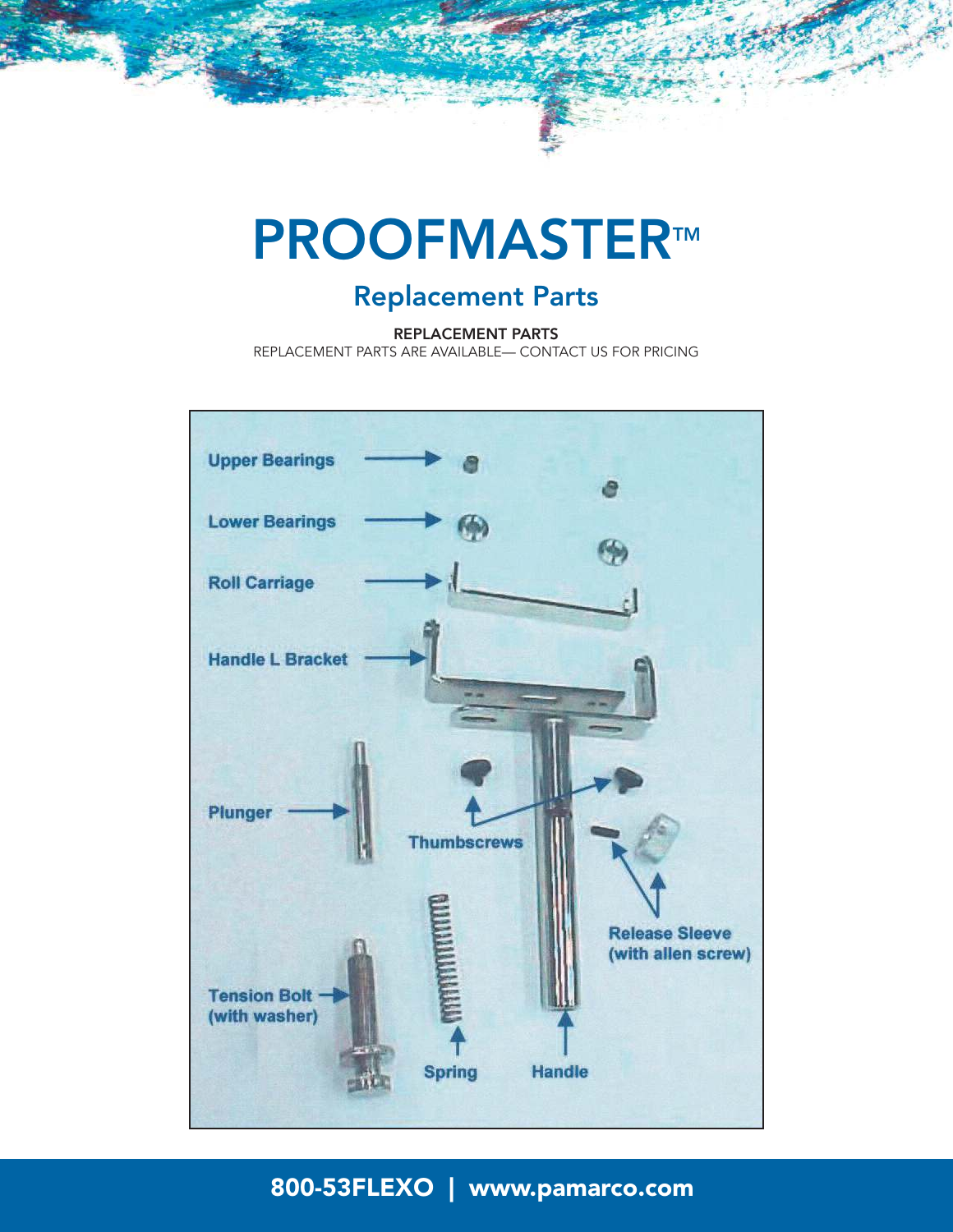# PROOFMASTER™

## Replacement Parts

**REPLACEMENT PARTS**

REPLACEMENT PARTS ARE AVAILABLE— CONTACT US FOR PRICING

Upper Bearings

Lower Bearings

Roll Carriage

Handle L Bracket

Plunger

Thumbscrews

Release Sleeve (with allen screw)

Tension Bolt (with washer)

Spring

Handle

**800-53FLEXO | www.pamarco.com**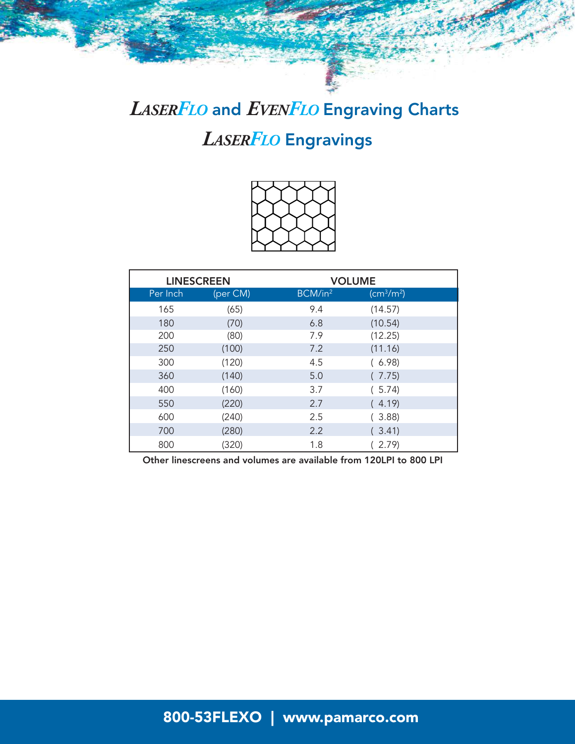# LaserFlo and EvenFlo Engraving Charts

## LaserFlo Engravings

| LINESCREEN | | VOLUME | |
|---|---|---|---|
| Per Inch | (per CM) | BCM/in$^2$ | (cm$^3$/m$^2$) |
| 165 | (65) | 9.4 | (14.57) |
| 180 | (70) | 6.8 | (10.54) |
| 200 | (80) | 7.9 | (12.25) |
| 250 | (100) | 7.2 | (11.16) |
| 300 | (120) | 4.5 | ( 6.98) |
| 360 | (140) | 5.0 | ( 7.75) |
| 400 | (160) | 3.7 | ( 5.74) |
| 550 | (220) | 2.7 | ( 4.19) |
| 600 | (240) | 2.5 | ( 3.88) |
| 700 | (280) | 2.2 | ( 3.41) |
| 800 | (320) | 1.8 | ( 2.79) |

**Other linescreens and volumes are available from 120LPI to 800 LPI**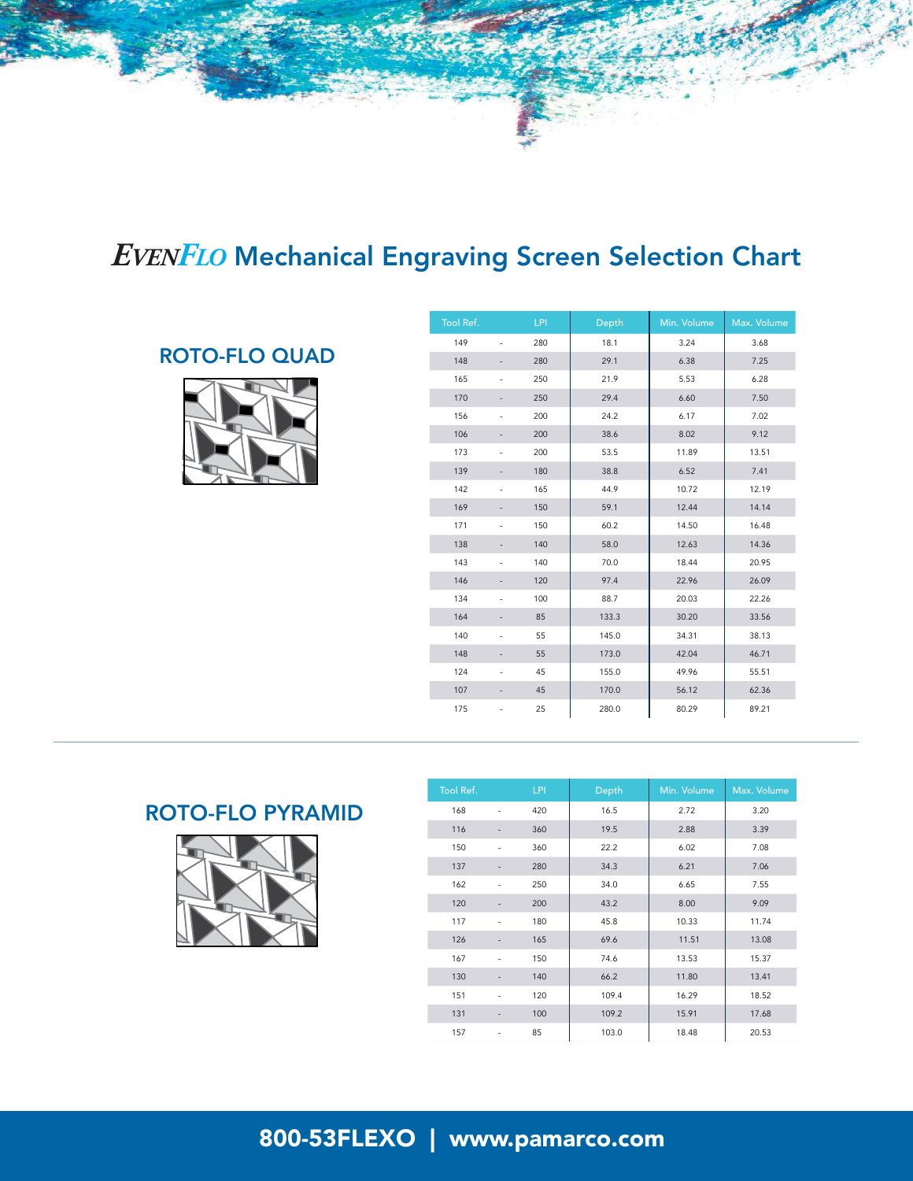# EVENFLO Mechanical Engraving Screen Selection Chart

## ROTO-FLO QUAD

| Tool Ref. | | LPI | Depth | Min. Volume | Max. Volume |
|---|---|---|---|---|---|
| 149 | - | 280 | 18.1 | 3.24 | 3.68 |
| 148 | - | 280 | 29.1 | 6.38 | 7.25 |
| 165 | - | 250 | 21.9 | 5.53 | 6.28 |
| 170 | - | 250 | 29.4 | 6.60 | 7.50 |
| 156 | - | 200 | 24.2 | 6.17 | 7.02 |
| 106 | - | 200 | 38.6 | 8.02 | 9.12 |
| 173 | - | 200 | 53.5 | 11.89 | 13.51 |
| 139 | - | 180 | 38.8 | 6.52 | 7.41 |
| 142 | - | 165 | 44.9 | 10.72 | 12.19 |
| 169 | - | 150 | 59.1 | 12.44 | 14.14 |
| 171 | - | 150 | 60.2 | 14.50 | 16.48 |
| 138 | - | 140 | 58.0 | 12.63 | 14.36 |
| 143 | - | 140 | 70.0 | 18.44 | 20.95 |
| 146 | - | 120 | 97.4 | 22.96 | 26.09 |
| 134 | - | 100 | 88.7 | 20.03 | 22.26 |
| 164 | - | 85 | 133.3 | 30.20 | 33.56 |
| 140 | - | 55 | 145.0 | 34.31 | 38.13 |
| 148 | - | 55 | 173.0 | 42.04 | 46.71 |
| 124 | - | 45 | 155.0 | 49.96 | 55.51 |
| 107 | - | 45 | 170.0 | 56.12 | 62.36 |
| 175 | - | 25 | 280.0 | 80.29 | 89.21 |

## ROTO-FLO PYRAMID

| Tool Ref. | | LPI | Depth | Min. Volume | Max. Volume |
|---|---|---|---|---|---|
| 168 | - | 420 | 16.5 | 2.72 | 3.20 |
| 116 | - | 360 | 19.5 | 2.88 | 3.39 |
| 150 | - | 360 | 22.2 | 6.02 | 7.08 |
| 137 | - | 280 | 34.3 | 6.21 | 7.06 |
| 162 | - | 250 | 34.0 | 6.65 | 7.55 |
| 120 | - | 200 | 43.2 | 8.00 | 9.09 |
| 117 | - | 180 | 45.8 | 10.33 | 11.74 |
| 126 | - | 165 | 69.6 | 11.51 | 13.08 |
| 167 | - | 150 | 74.6 | 13.53 | 15.37 |
| 130 | - | 140 | 66.2 | 11.80 | 13.41 |
| 151 | - | 120 | 109.4 | 16.29 | 18.52 |
| 131 | - | 100 | 109.2 | 15.91 | 17.68 |
| 157 | - | 85 | 103.0 | 18.48 | 20.53 |

**800-53FLEXO | www.pamarco.com**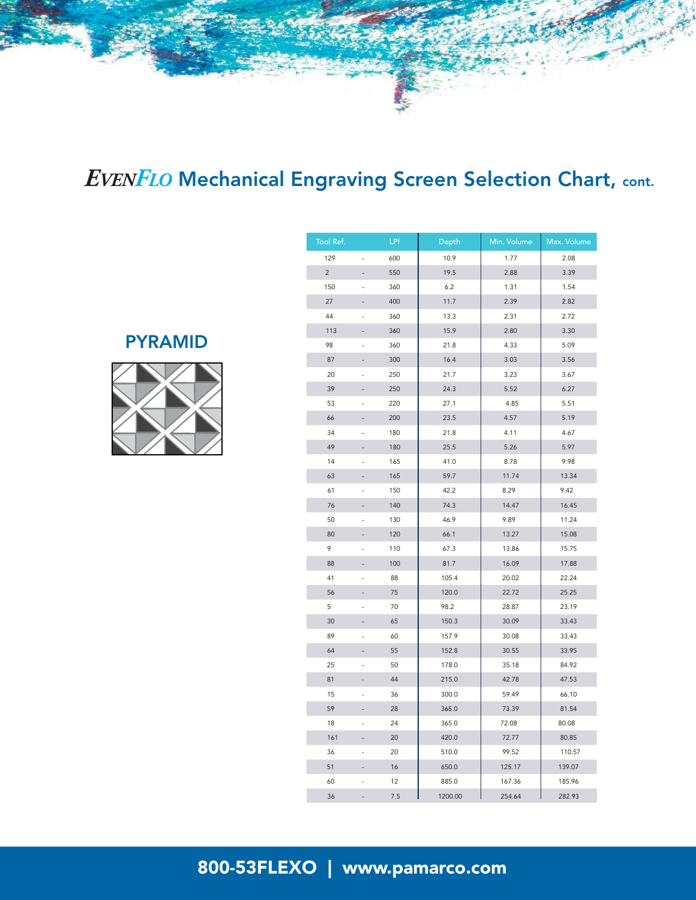# *EVENFLO* Mechanical Engraving Screen Selection Chart, cont.

## PYRAMID

| Tool Ref. | | LPI | Depth | Min. Volume | Max. Volume |
|---|---|---|---|---|---|
| 129 | - | 600 | 10.9 | 1.77 | 2.08 |
| 2 | - | 550 | 19.5 | 2.88 | 3.39 |
| 150 | - | 360 | 6.2 | 1.31 | 1.54 |
| 27 | - | 400 | 11.7 | 2.39 | 2.82 |
| 44 | - | 360 | 13.3 | 2.31 | 2.72 |
| 113 | - | 360 | 15.9 | 2.80 | 3.30 |
| 98 | - | 360 | 21.8 | 4.33 | 5.09 |
| 87 | - | 300 | 16.4 | 3.03 | 3.56 |
| 20 | - | 250 | 21.7 | 3.23 | 3.67 |
| 39 | - | 250 | 24.3 | 5.52 | 6.27 |
| 53 | - | 220 | 27.1 | 4.85 | 5.51 |
| 66 | - | 200 | 23.5 | 4.57 | 5.19 |
| 34 | - | 180 | 21.8 | 4.11 | 4.67 |
| 49 | - | 180 | 25.5 | 5.26 | 5.97 |
| 14 | - | 165 | 41.0 | 8.78 | 9.98 |
| 63 | - | 165 | 59.7 | 11.74 | 13.34 |
| 61 | - | 150 | 42.2 | 8.29 | 9.42 |
| 76 | - | 140 | 74.3 | 14.47 | 16.45 |
| 50 | - | 130 | 46.9 | 9.89 | 11.24 |
| 80 | - | 120 | 66.1 | 13.27 | 15.08 |
| 9 | - | 110 | 67.3 | 13.86 | 15.75 |
| 88 | - | 100 | 81.7 | 16.09 | 17.88 |
| 41 | - | 88 | 105.4 | 20.02 | 22.24 |
| 56 | - | 75 | 120.0 | 22.72 | 25.25 |
| 5 | - | 70 | 98.2 | 28.87 | 23.19 |
| 30 | - | 65 | 150.3 | 30.09 | 33.43 |
| 89 | - | 60 | 157.9 | 30.08 | 33.43 |
| 64 | - | 55 | 152.8 | 30.55 | 33.95 |
| 25 | - | 50 | 178.0 | 35.18 | 84.92 |
| 81 | - | 44 | 215.0 | 42.78 | 47.53 |
| 15 | - | 36 | 300.0 | 59.49 | 66.10 |
| 59 | - | 28 | 365.0 | 73.39 | 81.54 |
| 18 | - | 24 | 365.0 | 72.08 | 80.08 |
| 161 | - | 20 | 420.0 | 72.77 | 80.85 |
| 36 | - | 20 | 510.0 | 99.52 | 110.57 |
| 51 | - | 16 | 650.0 | 125.17 | 139.07 |
| 60 | - | 12 | 885.0 | 167.36 | 185.96 |
| 36 | - | 7.5 | 1200.00 | 254.64 | 282.93 |

**800-53FLEXO | www.pamarco.com**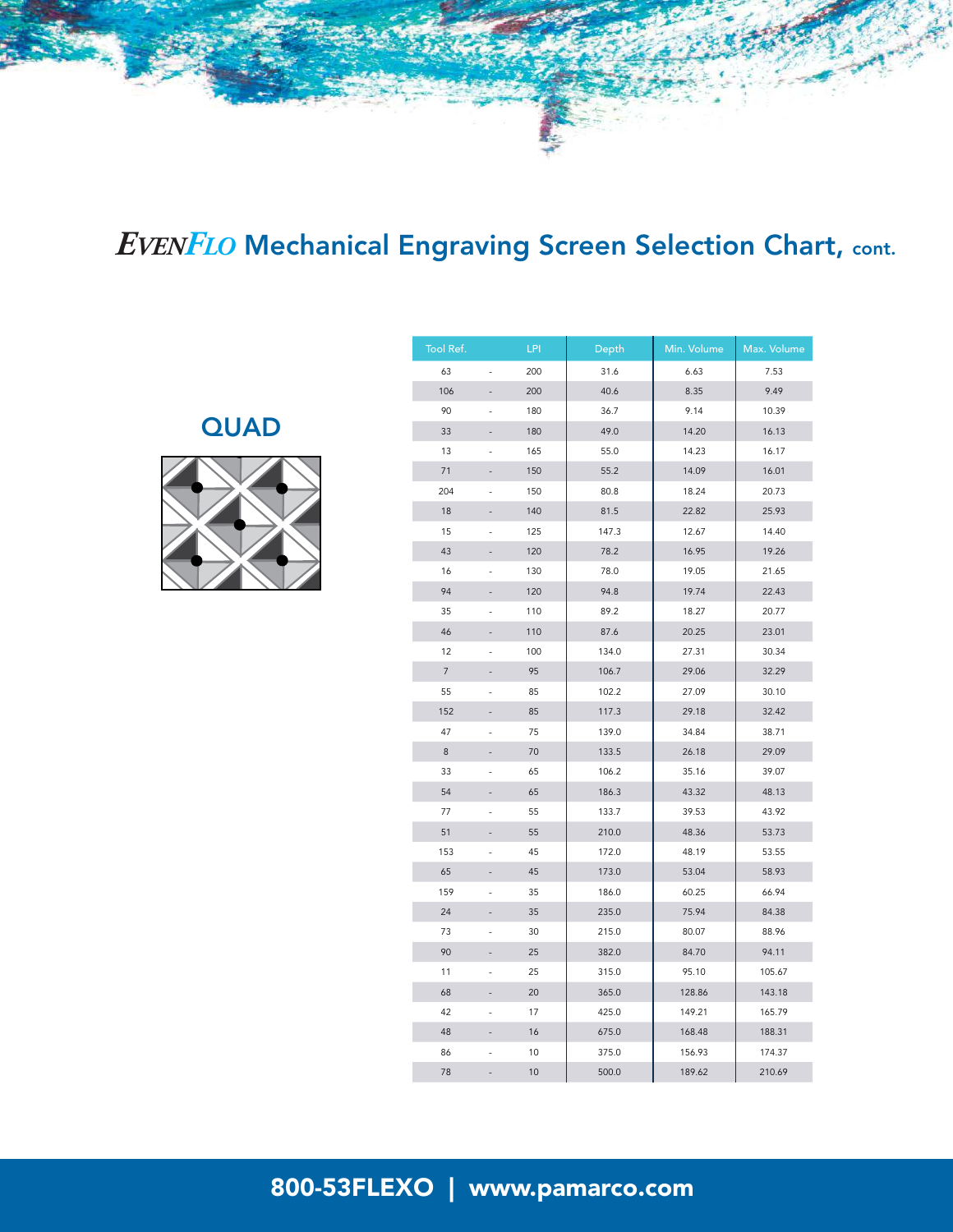# EVENFLO Mechanical Engraving Screen Selection Chart, cont.

## QUAD

| Tool Ref. | LPI | Depth | Min. Volume | Max. Volume |
|---|---|---|---|---|
| 63 | 200 | 31.6 | 6.63 | 7.53 |
| 106 | 200 | 40.6 | 8.35 | 9.49 |
| 90 | 180 | 36.7 | 9.14 | 10.39 |
| 33 | 180 | 49.0 | 14.20 | 16.13 |
| 13 | 165 | 55.0 | 14.23 | 16.17 |
| 71 | 150 | 55.2 | 14.09 | 16.01 |
| 204 | 150 | 80.8 | 18.24 | 20.73 |
| 18 | 140 | 81.5 | 22.82 | 25.93 |
| 15 | 125 | 147.3 | 12.67 | 14.40 |
| 43 | 120 | 78.2 | 16.95 | 19.26 |
| 16 | 130 | 78.0 | 19.05 | 21.65 |
| 94 | 120 | 94.8 | 19.74 | 22.43 |
| 35 | 110 | 89.2 | 18.27 | 20.77 |
| 46 | 110 | 87.6 | 20.25 | 23.01 |
| 12 | 100 | 134.0 | 27.31 | 30.34 |
| 7 | 95 | 106.7 | 29.06 | 32.29 |
| 55 | 85 | 102.2 | 27.09 | 30.10 |
| 152 | 85 | 117.3 | 29.18 | 32.42 |
| 47 | 75 | 139.0 | 34.84 | 38.71 |
| 8 | 70 | 133.5 | 26.18 | 29.09 |
| 33 | 65 | 106.2 | 35.16 | 39.07 |
| 54 | 65 | 186.3 | 43.32 | 48.13 |
| 77 | 55 | 133.7 | 39.53 | 43.92 |
| 51 | 55 | 210.0 | 48.36 | 53.73 |
| 153 | 45 | 172.0 | 48.19 | 53.55 |
| 65 | 45 | 173.0 | 53.04 | 58.93 |
| 159 | 35 | 186.0 | 60.25 | 66.94 |
| 24 | 35 | 235.0 | 75.94 | 84.38 |
| 73 | 30 | 215.0 | 80.07 | 88.96 |
| 90 | 25 | 382.0 | 84.70 | 94.11 |
| 11 | 25 | 315.0 | 95.10 | 105.67 |
| 68 | 20 | 365.0 | 128.86 | 143.18 |
| 42 | 17 | 425.0 | 149.21 | 165.79 |
| 48 | 16 | 675.0 | 168.48 | 188.31 |
| 86 | 10 | 375.0 | 156.93 | 174.37 |
| 78 | 10 | 500.0 | 189.62 | 210.69 |

**800-53FLEXO | www.pamarco.com**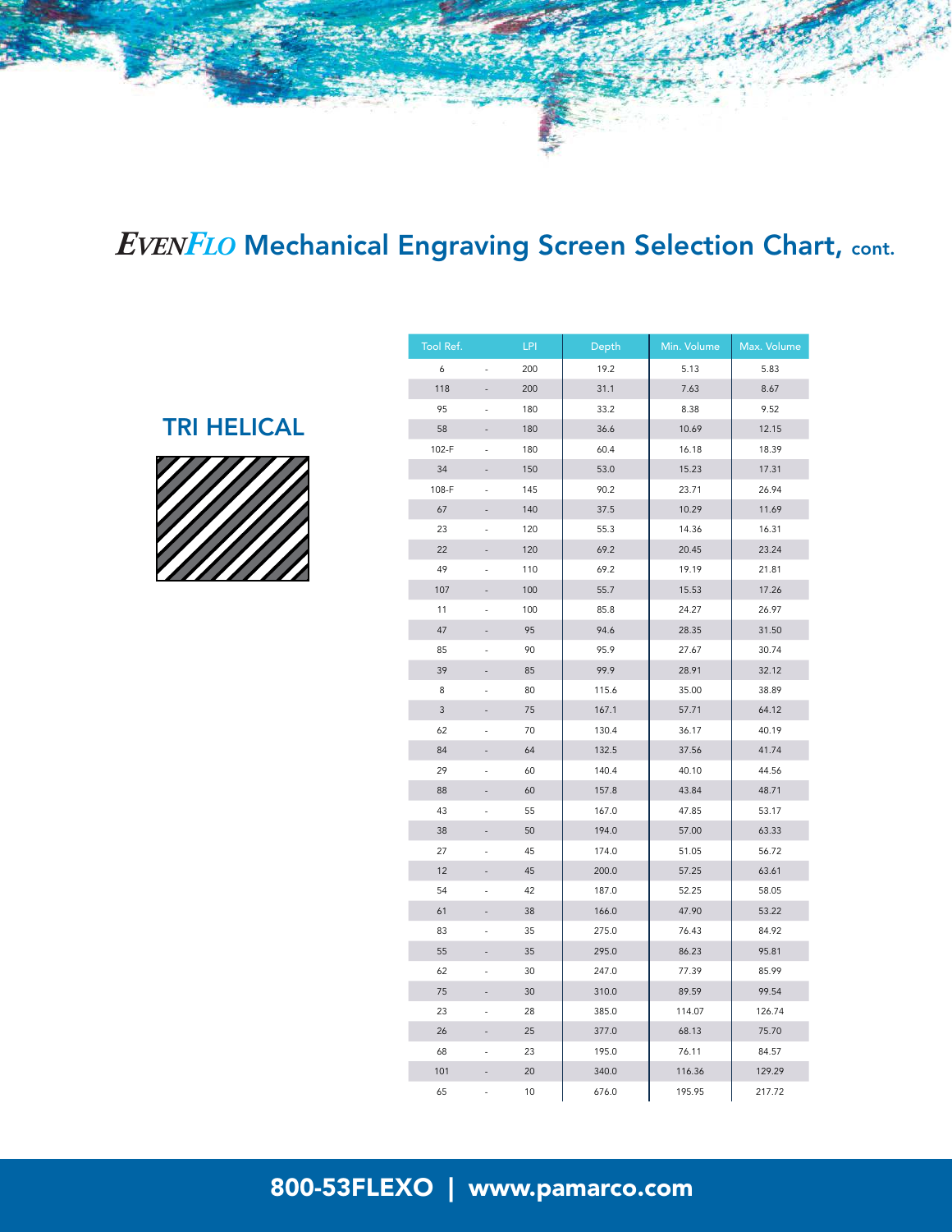# *EVENFLO* Mechanical Engraving Screen Selection Chart, cont.

## TRI HELICAL

| Tool Ref. | | LPI | Depth | Min. Volume | Max. Volume |
|---|---|---|---|---|---|
| 6 | - | 200 | 19.2 | 5.13 | 5.83 |
| 118 | - | 200 | 31.1 | 7.63 | 8.67 |
| 95 | - | 180 | 33.2 | 8.38 | 9.52 |
| 58 | - | 180 | 36.6 | 10.69 | 12.15 |
| 102-F | - | 180 | 60.4 | 16.18 | 18.39 |
| 34 | - | 150 | 53.0 | 15.23 | 17.31 |
| 108-F | - | 145 | 90.2 | 23.71 | 26.94 |
| 67 | - | 140 | 37.5 | 10.29 | 11.69 |
| 23 | - | 120 | 55.3 | 14.36 | 16.31 |
| 22 | - | 120 | 69.2 | 20.45 | 23.24 |
| 49 | - | 110 | 69.2 | 19.19 | 21.81 |
| 107 | - | 100 | 55.7 | 15.53 | 17.26 |
| 11 | - | 100 | 85.8 | 24.27 | 26.97 |
| 47 | - | 95 | 94.6 | 28.35 | 31.50 |
| 85 | - | 90 | 95.9 | 27.67 | 30.74 |
| 39 | - | 85 | 99.9 | 28.91 | 32.12 |
| 8 | - | 80 | 115.6 | 35.00 | 38.89 |
| 3 | - | 75 | 167.1 | 57.71 | 64.12 |
| 62 | - | 70 | 130.4 | 36.17 | 40.19 |
| 84 | - | 64 | 132.5 | 37.56 | 41.74 |
| 29 | - | 60 | 140.4 | 40.10 | 44.56 |
| 88 | - | 60 | 157.8 | 43.84 | 48.71 |
| 43 | - | 55 | 167.0 | 47.85 | 53.17 |
| 38 | - | 50 | 194.0 | 57.00 | 63.33 |
| 27 | - | 45 | 174.0 | 51.05 | 56.72 |
| 12 | - | 45 | 200.0 | 57.25 | 63.61 |
| 54 | - | 42 | 187.0 | 52.25 | 58.05 |
| 61 | - | 38 | 166.0 | 47.90 | 53.22 |
| 83 | - | 35 | 275.0 | 76.43 | 84.92 |
| 55 | - | 35 | 295.0 | 86.23 | 95.81 |
| 62 | - | 30 | 247.0 | 77.39 | 85.99 |
| 75 | - | 30 | 310.0 | 89.59 | 99.54 |
| 23 | - | 28 | 385.0 | 114.07 | 126.74 |
| 26 | - | 25 | 377.0 | 68.13 | 75.70 |
| 68 | - | 23 | 195.0 | 76.11 | 84.57 |
| 101 | - | 20 | 340.0 | 116.36 | 129.29 |
| 65 | - | 10 | 676.0 | 195.95 | 217.72 |

**800-53FLEXO | www.pamarco.com**